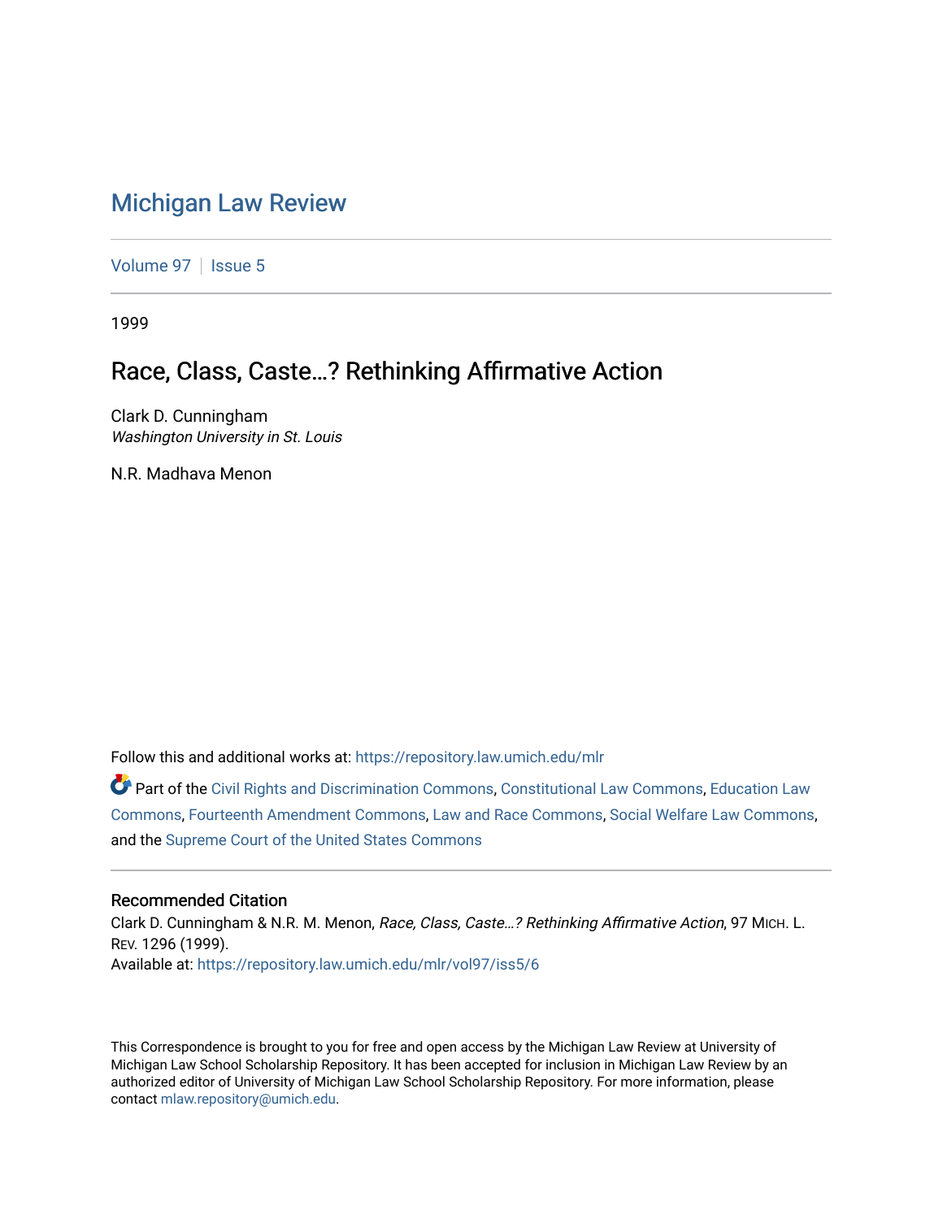# Michigan Law Review

Volume 97 | Issue 5

1999

## Race, Class, Caste...? Rethinking Affirmative Action

Clark D. Cunningham
*Washington University in St. Louis*

N.R. Madhava Menon

Follow this and additional works at: https://repository.law.umich.edu/mlr

Part of the Civil Rights and Discrimination Commons, Constitutional Law Commons, Education Law Commons, Fourteenth Amendment Commons, Law and Race Commons, Social Welfare Law Commons, and the Supreme Court of the United States Commons

### Recommended Citation

Clark D. Cunningham & N.R. M. Menon, *Race, Class, Caste...? Rethinking Affirmative Action*, 97 MICH. L. REV. 1296 (1999).
Available at: https://repository.law.umich.edu/mlr/vol97/iss5/6

This Correspondence is brought to you for free and open access by the Michigan Law Review at University of Michigan Law School Scholarship Repository. It has been accepted for inclusion in Michigan Law Review by an authorized editor of University of Michigan Law School Scholarship Repository. For more information, please contact mlaw.repository@umich.edu.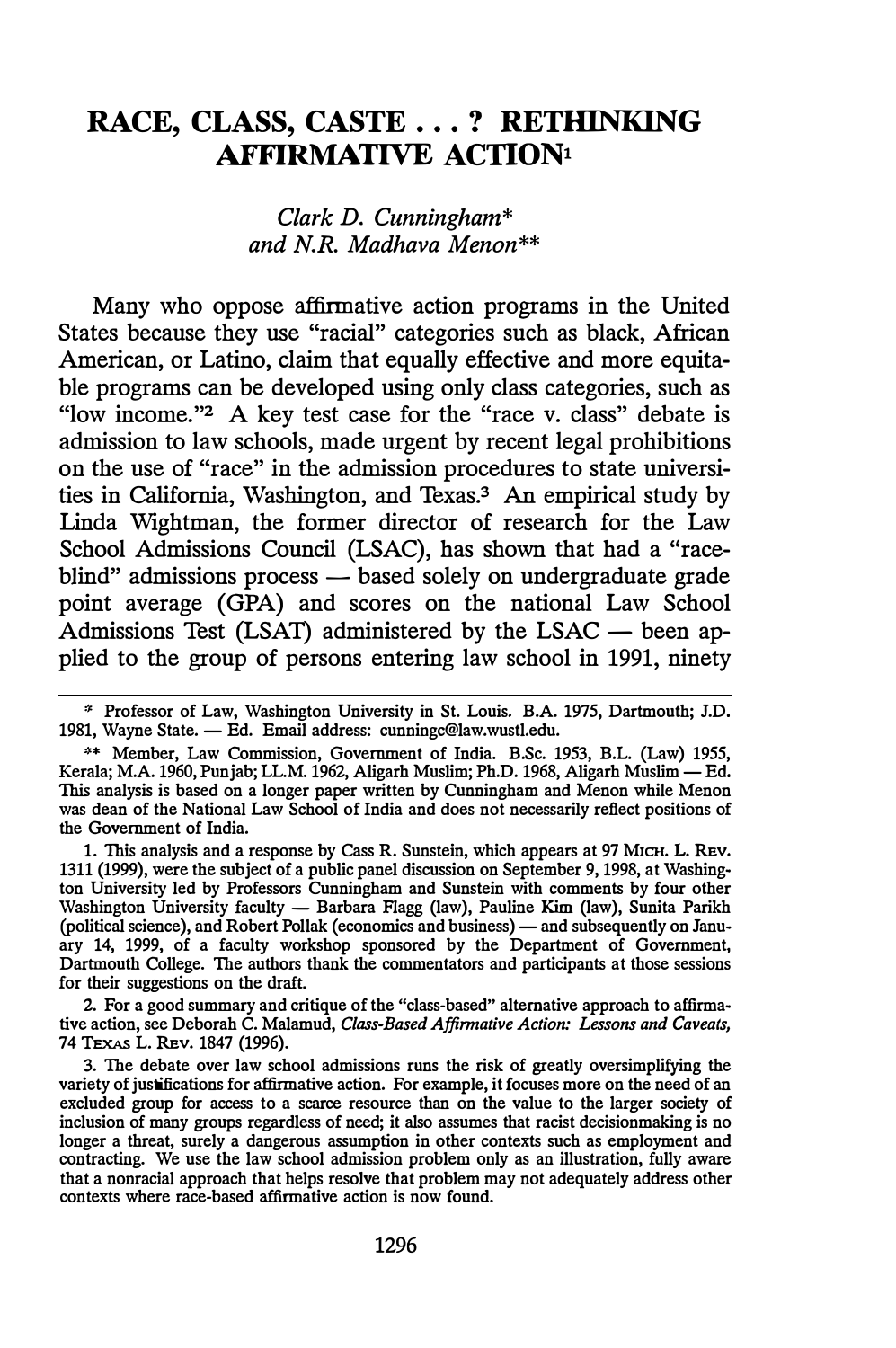# RACE, CLASS, CASTE . . . ? RETHINKING AFFIRMATIVE ACTION[1]

*Clark D. Cunningham\**
*and N.R. Madhava Menon\*\**

Many who oppose affirmative action programs in the United States because they use "racial" categories such as black, African American, or Latino, claim that equally effective and more equitable programs can be developed using only class categories, such as "low income."[2] A key test case for the "race v. class" debate is admission to law schools, made urgent by recent legal prohibitions on the use of "race" in the admission procedures to state universities in California, Washington, and Texas.[3] An empirical study by Linda Wightman, the former director of research for the Law School Admissions Council (LSAC), has shown that had a "race-blind" admissions process — based solely on undergraduate grade point average (GPA) and scores on the national Law School Admissions Test (LSAT) administered by the LSAC — been applied to the group of persons entering law school in 1991, ninety

---

\* Professor of Law, Washington University in St. Louis. B.A. 1975, Dartmouth; J.D. 1981, Wayne State. — Ed. Email address: cunningc@law.wustl.edu.

\*\* Member, Law Commission, Government of India. B.Sc. 1953, B.L. (Law) 1955, Kerala; M.A. 1960, Punjab; LL.M. 1962, Aligarh Muslim; Ph.D. 1968, Aligarh Muslim — Ed. This analysis is based on a longer paper written by Cunningham and Menon while Menon was dean of the National Law School of India and does not necessarily reflect positions of the Government of India.

1. This analysis and a response by Cass R. Sunstein, which appears at 97 MICH. L. REV. 1311 (1999), were the subject of a public panel discussion on September 9, 1998, at Washington University led by Professors Cunningham and Sunstein with comments by four other Washington University faculty — Barbara Flagg (law), Pauline Kim (law), Sunita Parikh (political science), and Robert Pollak (economics and business) — and subsequently on January 14, 1999, of a faculty workshop sponsored by the Department of Government, Dartmouth College. The authors thank the commentators and participants at those sessions for their suggestions on the draft.

2. For a good summary and critique of the "class-based" alternative approach to affirmative action, see Deborah C. Malamud, *Class-Based Affirmative Action: Lessons and Caveats,* 74 TEXAS L. REV. 1847 (1996).

3. The debate over law school admissions runs the risk of greatly oversimplifying the variety of justifications for affirmative action. For example, it focuses more on the need of an excluded group for access to a scarce resource than on the value to the larger society of inclusion of many groups regardless of need; it also assumes that racist decisionmaking is no longer a threat, surely a dangerous assumption in other contexts such as employment and contracting. We use the law school admission problem only as an illustration, fully aware that a nonracial approach that helps resolve that problem may not adequately address other contexts where race-based affirmative action is now found.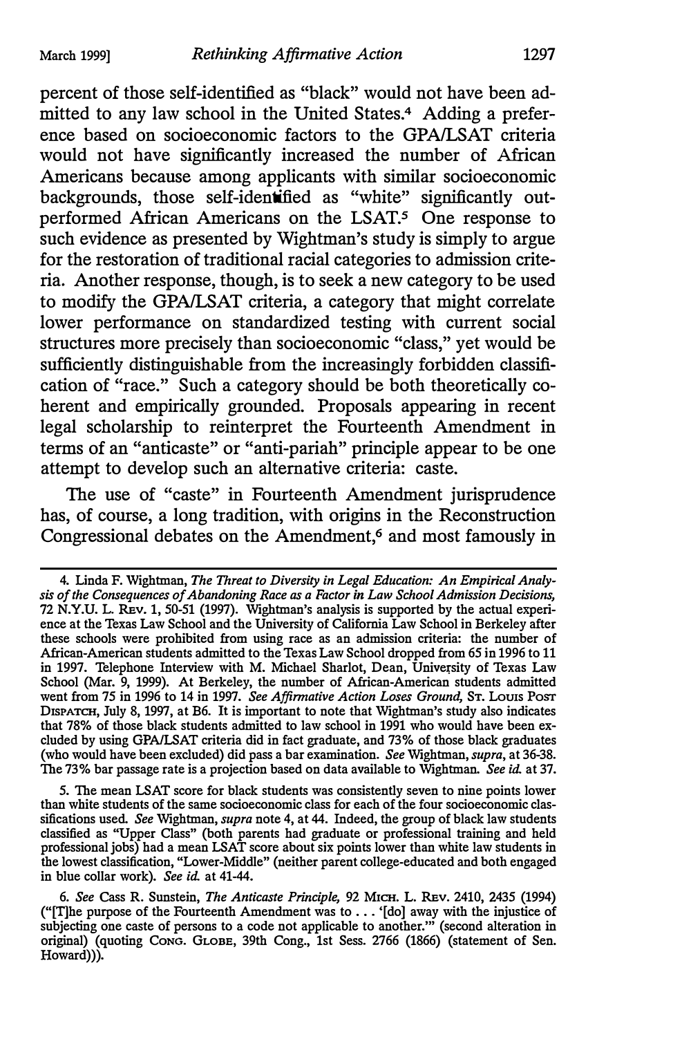percent of those self-identified as "black" would not have been admitted to any law school in the United States.[4] Adding a preference based on socioeconomic factors to the GPA/LSAT criteria would not have significantly increased the number of African Americans because among applicants with similar socioeconomic backgrounds, those self-identified as "white" significantly outperformed African Americans on the LSAT.[5] One response to such evidence as presented by Wightman's study is simply to argue for the restoration of traditional racial categories to admission criteria. Another response, though, is to seek a new category to be used to modify the GPA/LSAT criteria, a category that might correlate lower performance on standardized testing with current social structures more precisely than socioeconomic "class," yet would be sufficiently distinguishable from the increasingly forbidden classification of "race." Such a category should be both theoretically coherent and empirically grounded. Proposals appearing in recent legal scholarship to reinterpret the Fourteenth Amendment in terms of an "anticaste" or "anti-pariah" principle appear to be one attempt to develop such an alternative criteria: caste.

The use of "caste" in Fourteenth Amendment jurisprudence has, of course, a long tradition, with origins in the Reconstruction Congressional debates on the Amendment,[6] and most famously in

---

4. Linda F. Wightman, *The Threat to Diversity in Legal Education: An Empirical Analysis of the Consequences of Abandoning Race as a Factor in Law School Admission Decisions*, 72 N.Y.U. L. Rev. 1, 50-51 (1997). Wightman's analysis is supported by the actual experience at the Texas Law School and the University of California Law School in Berkeley after these schools were prohibited from using race as an admission criteria: the number of African-American students admitted to the Texas Law School dropped from 65 in 1996 to 11 in 1997. Telephone Interview with M. Michael Sharlot, Dean, University of Texas Law School (Mar. 9, 1999). At Berkeley, the number of African-American students admitted went from 75 in 1996 to 14 in 1997. *See Affirmative Action Loses Ground*, St. Louis Post Dispatch, July 8, 1997, at B6. It is important to note that Wightman's study also indicates that 78% of those black students admitted to law school in 1991 who would have been excluded by using GPA/LSAT criteria did in fact graduate, and 73% of those black graduates (who would have been excluded) did pass a bar examination. *See* Wightman, *supra*, at 36-38. The 73% bar passage rate is a projection based on data available to Wightman. *See id.* at 37.

5. The mean LSAT score for black students was consistently seven to nine points lower than white students of the same socioeconomic class for each of the four socioeconomic classifications used. *See* Wightman, *supra* note 4, at 44. Indeed, the group of black law students classified as "Upper Class" (both parents had graduate or professional training and held professional jobs) had a mean LSAT score about six points lower than white law students in the lowest classification, "Lower-Middle" (neither parent college-educated and both engaged in blue collar work). *See id.* at 41-44.

6. *See* Cass R. Sunstein, *The Anticaste Principle*, 92 Mich. L. Rev. 2410, 2435 (1994) ("[T]he purpose of the Fourteenth Amendment was to . . . '[do] away with the injustice of subjecting one caste of persons to a code not applicable to another.'" (second alteration in original) (quoting Cong. Globe, 39th Cong., 1st Sess. 2766 (1866) (statement of Sen. Howard))).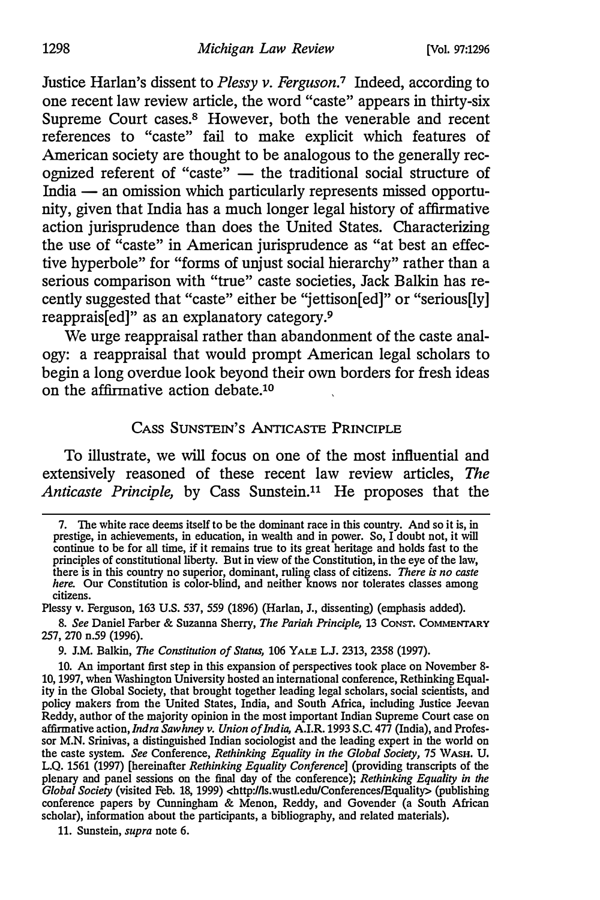Justice Harlan's dissent to *Plessy v. Ferguson*.[7] Indeed, according to one recent law review article, the word "caste" appears in thirty-six Supreme Court cases.[8] However, both the venerable and recent references to "caste" fail to make explicit which features of American society are thought to be analogous to the generally recognized referent of "caste" — the traditional social structure of India — an omission which particularly represents missed opportunity, given that India has a much longer legal history of affirmative action jurisprudence than does the United States. Characterizing the use of "caste" in American jurisprudence as "at best an effective hyperbole" for "forms of unjust social hierarchy" rather than a serious comparison with "true" caste societies, Jack Balkin has recently suggested that "caste" either be "jettison[ed]" or "serious[ly] reapprais[ed]" as an explanatory category.[9]

We urge reappraisal rather than abandonment of the caste analogy: a reappraisal that would prompt American legal scholars to begin a long overdue look beyond their own borders for fresh ideas on the affirmative action debate.[10]

## Cass Sunstein's Anticaste Principle

To illustrate, we will focus on one of the most influential and extensively reasoned of these recent law review articles, *The Anticaste Principle*, by Cass Sunstein.[11] He proposes that the

---

7. The white race deems itself to be the dominant race in this country. And so it is, in prestige, in achievements, in education, in wealth and in power. So, I doubt not, it will continue to be for all time, if it remains true to its great heritage and holds fast to the principles of constitutional liberty. But in view of the Constitution, in the eye of the law, there is in this country no superior, dominant, ruling class of citizens. *There is no caste here.* Our Constitution is color-blind, and neither knows nor tolerates classes among citizens.

Plessy v. Ferguson, 163 U.S. 537, 559 (1896) (Harlan, J., dissenting) (emphasis added).

8. *See* Daniel Farber & Suzanna Sherry, *The Pariah Principle*, 13 CONST. COMMENTARY 257, 270 n.59 (1996).

9. J.M. Balkin, *The Constitution of Status*, 106 YALE L.J. 2313, 2358 (1997).

10. An important first step in this expansion of perspectives took place on November 8-10, 1997, when Washington University hosted an international conference, Rethinking Equality in the Global Society, that brought together leading legal scholars, social scientists, and policy makers from the United States, India, and South Africa, including Justice Jeevan Reddy, author of the majority opinion in the most important Indian Supreme Court case on affirmative action, *Indra Sawhney v. Union of India*, A.I.R. 1993 S.C. 477 (India), and Professor M.N. Srinivas, a distinguished Indian sociologist and the leading expert in the world on the caste system. *See* Conference, *Rethinking Equality in the Global Society*, 75 WASH. U. L.Q. 1561 (1997) [hereinafter *Rethinking Equality Conference*] (providing transcripts of the plenary and panel sessions on the final day of the conference); *Rethinking Equality in the Global Society* (visited Feb. 18, 1999) <http://ls.wustl.edu/Conferences/Equality> (publishing conference papers by Cunningham & Menon, Reddy, and Govender (a South African scholar), information about the participants, a bibliography, and related materials).

11. Sunstein, *supra* note 6.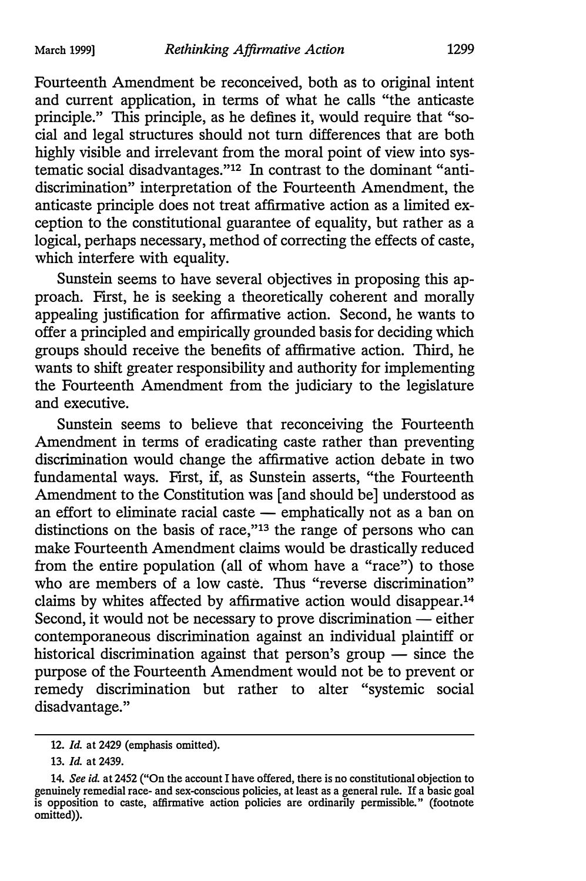Fourteenth Amendment be reconceived, both as to original intent and current application, in terms of what he calls "the anticaste principle." This principle, as he defines it, would require that "social and legal structures should not turn differences that are both highly visible and irrelevant from the moral point of view into systematic social disadvantages."[12] In contrast to the dominant "antidiscrimination" interpretation of the Fourteenth Amendment, the anticaste principle does not treat affirmative action as a limited exception to the constitutional guarantee of equality, but rather as a logical, perhaps necessary, method of correcting the effects of caste, which interfere with equality.

Sunstein seems to have several objectives in proposing this approach. First, he is seeking a theoretically coherent and morally appealing justification for affirmative action. Second, he wants to offer a principled and empirically grounded basis for deciding which groups should receive the benefits of affirmative action. Third, he wants to shift greater responsibility and authority for implementing the Fourteenth Amendment from the judiciary to the legislature and executive.

Sunstein seems to believe that reconceiving the Fourteenth Amendment in terms of eradicating caste rather than preventing discrimination would change the affirmative action debate in two fundamental ways. First, if, as Sunstein asserts, "the Fourteenth Amendment to the Constitution was [and should be] understood as an effort to eliminate racial caste — emphatically not as a ban on distinctions on the basis of race,"[13] the range of persons who can make Fourteenth Amendment claims would be drastically reduced from the entire population (all of whom have a "race") to those who are members of a low caste. Thus "reverse discrimination" claims by whites affected by affirmative action would disappear.[14] Second, it would not be necessary to prove discrimination — either contemporaneous discrimination against an individual plaintiff or historical discrimination against that person's group — since the purpose of the Fourteenth Amendment would not be to prevent or remedy discrimination but rather to alter "systemic social disadvantage."

---

12. *Id.* at 2429 (emphasis omitted).

13. *Id.* at 2439.

14. *See id.* at 2452 ("On the account I have offered, there is no constitutional objection to genuinely remedial race- and sex-conscious policies, at least as a general rule. If a basic goal is opposition to caste, affirmative action policies are ordinarily permissible." (footnote omitted)).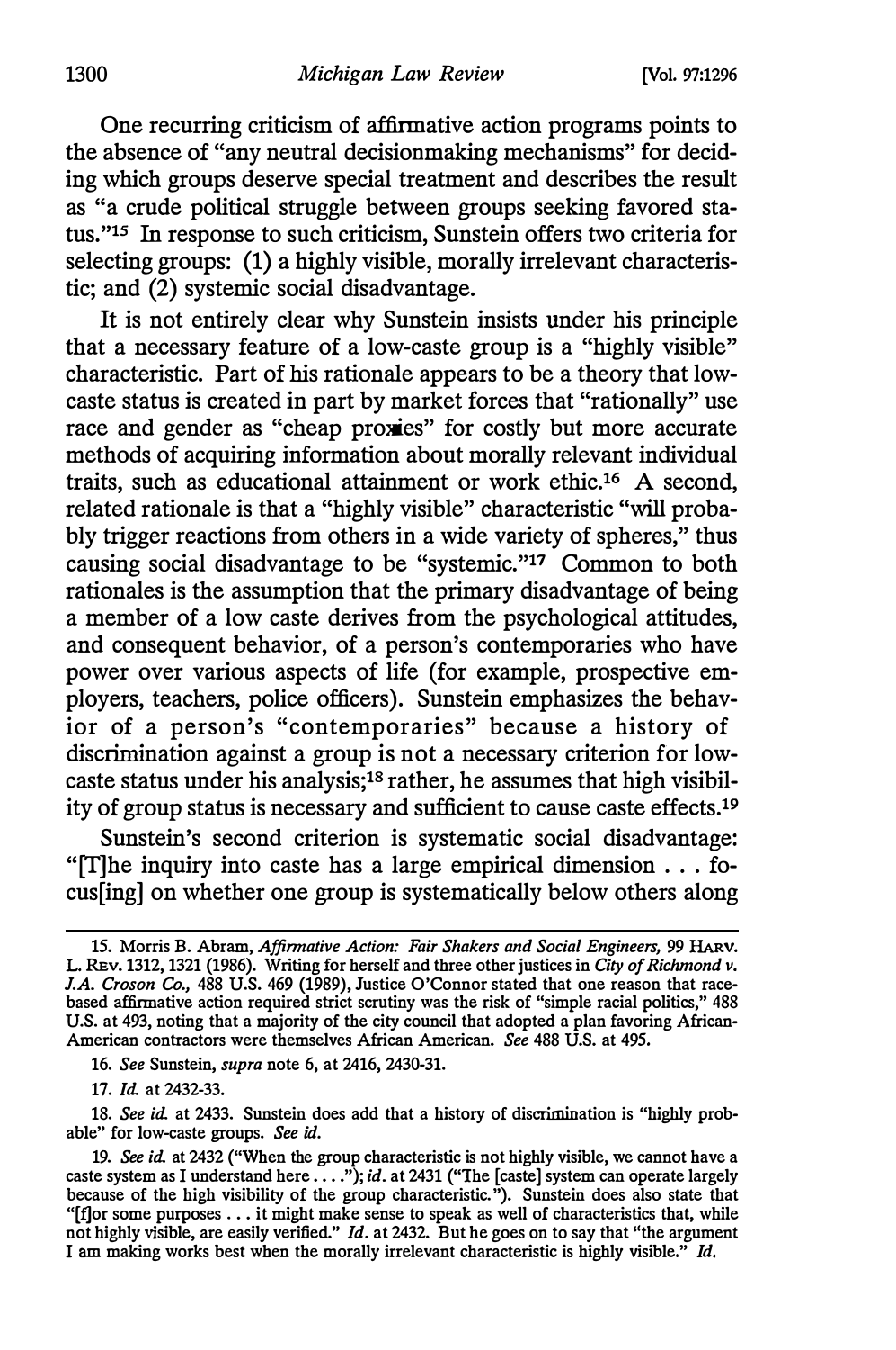One recurring criticism of affirmative action programs points to the absence of "any neutral decisionmaking mechanisms" for deciding which groups deserve special treatment and describes the result as "a crude political struggle between groups seeking favored status."[15] In response to such criticism, Sunstein offers two criteria for selecting groups: (1) a highly visible, morally irrelevant characteristic; and (2) systemic social disadvantage.

It is not entirely clear why Sunstein insists under his principle that a necessary feature of a low-caste group is a "highly visible" characteristic. Part of his rationale appears to be a theory that low-caste status is created in part by market forces that "rationally" use race and gender as "cheap proxies" for costly but more accurate methods of acquiring information about morally relevant individual traits, such as educational attainment or work ethic.[16] A second, related rationale is that a "highly visible" characteristic "will probably trigger reactions from others in a wide variety of spheres," thus causing social disadvantage to be "systemic."[17] Common to both rationales is the assumption that the primary disadvantage of being a member of a low caste derives from the psychological attitudes, and consequent behavior, of a person's contemporaries who have power over various aspects of life (for example, prospective employers, teachers, police officers). Sunstein emphasizes the behavior of a person's "contemporaries" because a history of discrimination against a group is not a necessary criterion for low-caste status under his analysis;[18] rather, he assumes that high visibility of group status is necessary and sufficient to cause caste effects.[19]

Sunstein's second criterion is systematic social disadvantage: "[T]he inquiry into caste has a large empirical dimension . . . focus[ing] on whether one group is systematically below others along

---

15. Morris B. Abram, *Affirmative Action: Fair Shakers and Social Engineers*, 99 HARV. L. REV. 1312, 1321 (1986). Writing for herself and three other justices in *City of Richmond v. J.A. Croson Co.*, 488 U.S. 469 (1989), Justice O'Connor stated that one reason that race-based affirmative action required strict scrutiny was the risk of "simple racial politics," 488 U.S. at 493, noting that a majority of the city council that adopted a plan favoring African-American contractors were themselves African American. *See* 488 U.S. at 495.

16. *See* Sunstein, *supra* note 6, at 2416, 2430-31.

17. *Id.* at 2432-33.

18. *See id.* at 2433. Sunstein does add that a history of discrimination is "highly probable" for low-caste groups. *See id.*

19. *See id.* at 2432 ("When the group characteristic is not highly visible, we cannot have a caste system as I understand here . . . ."); *id.* at 2431 ("The [caste] system can operate largely because of the high visibility of the group characteristic."). Sunstein does also state that "[f]or some purposes . . . it might make sense to speak as well of characteristics that, while not highly visible, are easily verified." *Id.* at 2432. But he goes on to say that "the argument I am making works best when the morally irrelevant characteristic is highly visible." *Id.*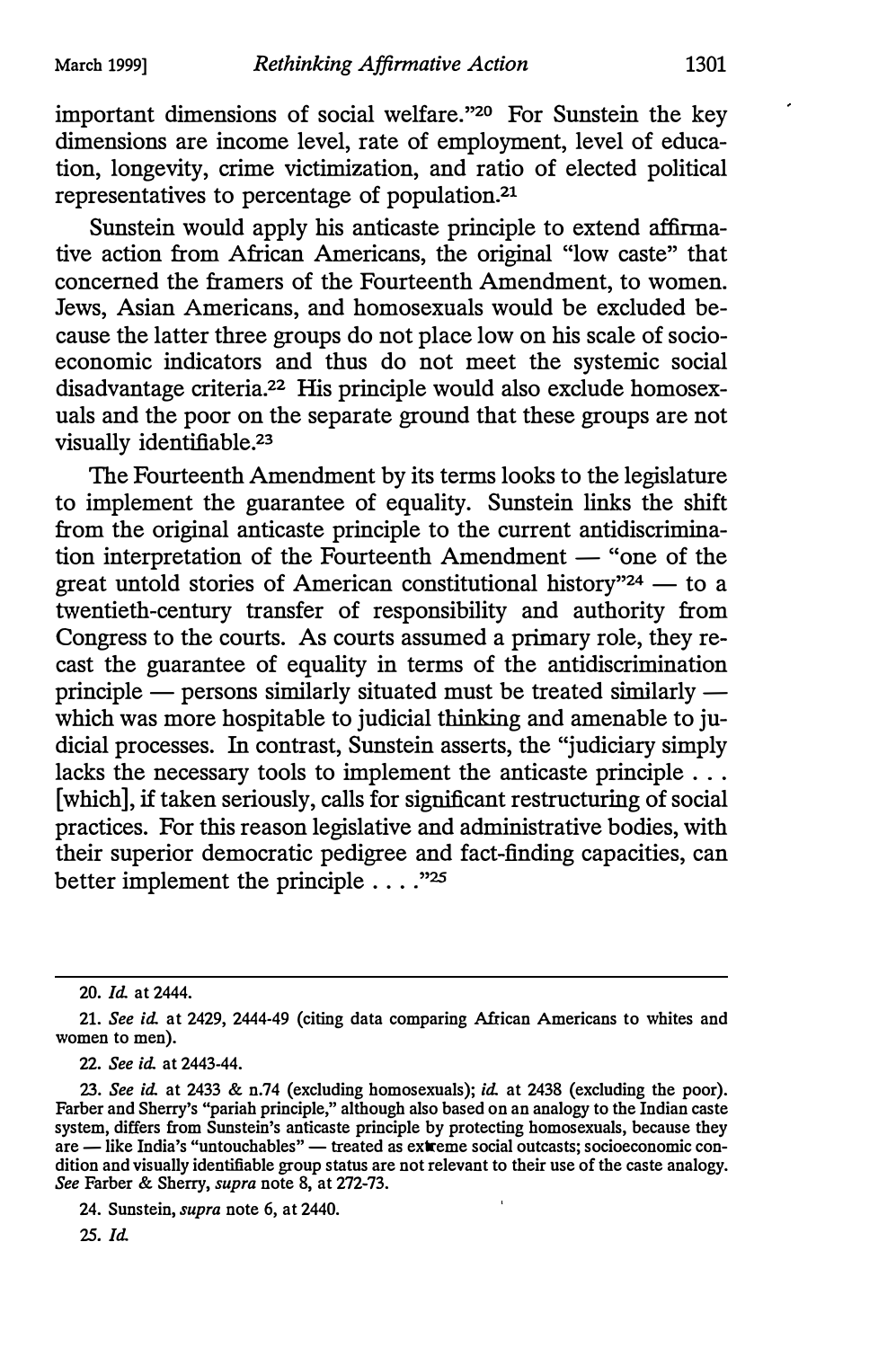important dimensions of social welfare."[20] For Sunstein the key dimensions are income level, rate of employment, level of education, longevity, crime victimization, and ratio of elected political representatives to percentage of population.[21]

Sunstein would apply his anticaste principle to extend affirmative action from African Americans, the original "low caste" that concerned the framers of the Fourteenth Amendment, to women. Jews, Asian Americans, and homosexuals would be excluded because the latter three groups do not place low on his scale of socioeconomic indicators and thus do not meet the systemic social disadvantage criteria.[22] His principle would also exclude homosexuals and the poor on the separate ground that these groups are not visually identifiable.[23]

The Fourteenth Amendment by its terms looks to the legislature to implement the guarantee of equality. Sunstein links the shift from the original anticaste principle to the current antidiscrimination interpretation of the Fourteenth Amendment — "one of the great untold stories of American constitutional history"[24] — to a twentieth-century transfer of responsibility and authority from Congress to the courts. As courts assumed a primary role, they recast the guarantee of equality in terms of the antidiscrimination principle — persons similarly situated must be treated similarly — which was more hospitable to judicial thinking and amenable to judicial processes. In contrast, Sunstein asserts, the "judiciary simply lacks the necessary tools to implement the anticaste principle . . . [which], if taken seriously, calls for significant restructuring of social practices. For this reason legislative and administrative bodies, with their superior democratic pedigree and fact-finding capacities, can better implement the principle . . . ."[25]

---

20. *Id.* at 2444.

21. *See id.* at 2429, 2444-49 (citing data comparing African Americans to whites and women to men).

22. *See id.* at 2443-44.

23. *See id.* at 2433 & n.74 (excluding homosexuals); *id.* at 2438 (excluding the poor). Farber and Sherry's "pariah principle," although also based on an analogy to the Indian caste system, differs from Sunstein's anticaste principle by protecting homosexuals, because they are — like India's "untouchables" — treated as extreme social outcasts; socioeconomic condition and visually identifiable group status are not relevant to their use of the caste analogy. *See* Farber & Sherry, *supra* note 8, at 272-73.

24. Sunstein, *supra* note 6, at 2440.

25. *Id.*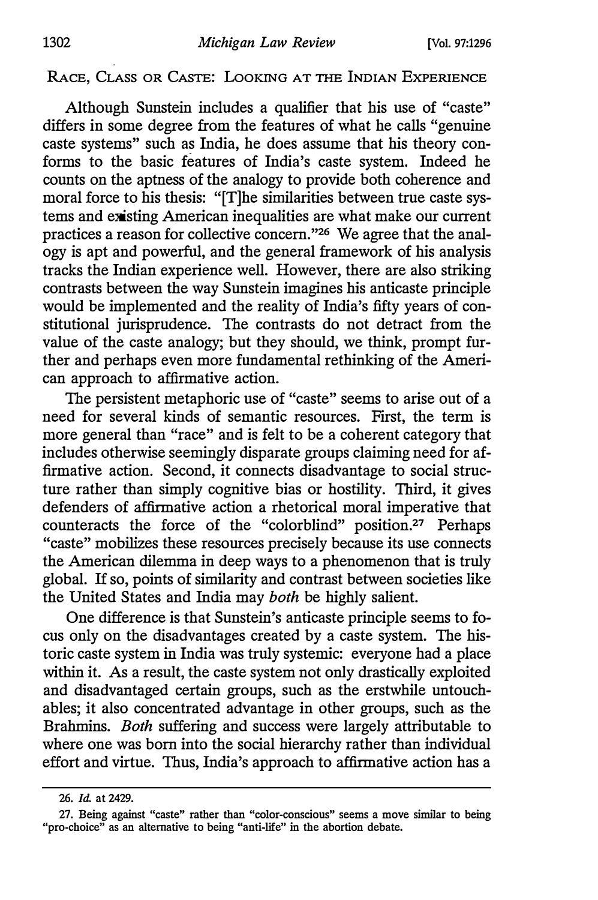## Race, Class or Caste: Looking at the Indian Experience

Although Sunstein includes a qualifier that his use of "caste" differs in some degree from the features of what he calls "genuine caste systems" such as India, he does assume that his theory conforms to the basic features of India's caste system. Indeed he counts on the aptness of the analogy to provide both coherence and moral force to his thesis: "[T]he similarities between true caste systems and existing American inequalities are what make our current practices a reason for collective concern."[26] We agree that the analogy is apt and powerful, and the general framework of his analysis tracks the Indian experience well. However, there are also striking contrasts between the way Sunstein imagines his anticaste principle would be implemented and the reality of India's fifty years of constitutional jurisprudence. The contrasts do not detract from the value of the caste analogy; but they should, we think, prompt further and perhaps even more fundamental rethinking of the American approach to affirmative action.

The persistent metaphoric use of "caste" seems to arise out of a need for several kinds of semantic resources. First, the term is more general than "race" and is felt to be a coherent category that includes otherwise seemingly disparate groups claiming need for affirmative action. Second, it connects disadvantage to social structure rather than simply cognitive bias or hostility. Third, it gives defenders of affirmative action a rhetorical moral imperative that counteracts the force of the "colorblind" position.[27] Perhaps "caste" mobilizes these resources precisely because its use connects the American dilemma in deep ways to a phenomenon that is truly global. If so, points of similarity and contrast between societies like the United States and India may *both* be highly salient.

One difference is that Sunstein's anticaste principle seems to focus only on the disadvantages created by a caste system. The historic caste system in India was truly systemic: everyone had a place within it. As a result, the caste system not only drastically exploited and disadvantaged certain groups, such as the erstwhile untouchables; it also concentrated advantage in other groups, such as the Brahmins. *Both* suffering and success were largely attributable to where one was born into the social hierarchy rather than individual effort and virtue. Thus, India's approach to affirmative action has a

---

26. *Id.* at 2429.

27. Being against "caste" rather than "color-conscious" seems a move similar to being "pro-choice" as an alternative to being "anti-life" in the abortion debate.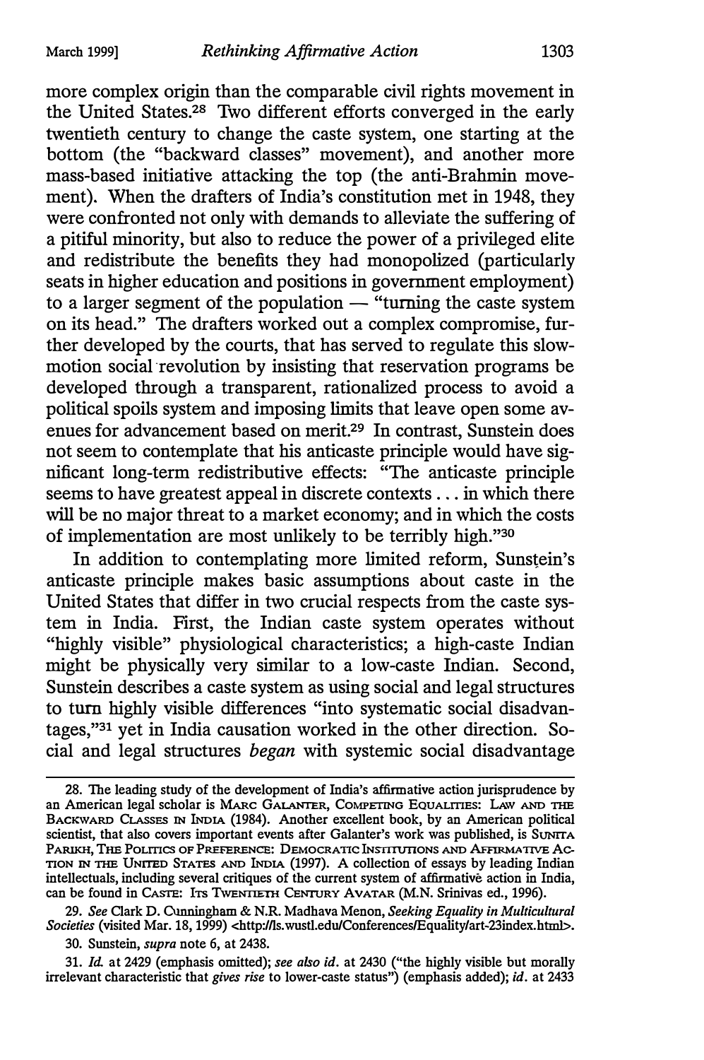more complex origin than the comparable civil rights movement in the United States.[28] Two different efforts converged in the early twentieth century to change the caste system, one starting at the bottom (the "backward classes" movement), and another more mass-based initiative attacking the top (the anti-Brahmin movement). When the drafters of India's constitution met in 1948, they were confronted not only with demands to alleviate the suffering of a pitiful minority, but also to reduce the power of a privileged elite and redistribute the benefits they had monopolized (particularly seats in higher education and positions in government employment) to a larger segment of the population — "turning the caste system on its head." The drafters worked out a complex compromise, further developed by the courts, that has served to regulate this slow-motion social revolution by insisting that reservation programs be developed through a transparent, rationalized process to avoid a political spoils system and imposing limits that leave open some avenues for advancement based on merit.[29] In contrast, Sunstein does not seem to contemplate that his anticaste principle would have significant long-term redistributive effects: "The anticaste principle seems to have greatest appeal in discrete contexts . . . in which there will be no major threat to a market economy; and in which the costs of implementation are most unlikely to be terribly high."[30]

In addition to contemplating more limited reform, Sunstein's anticaste principle makes basic assumptions about caste in the United States that differ in two crucial respects from the caste system in India. First, the Indian caste system operates without "highly visible" physiological characteristics; a high-caste Indian might be physically very similar to a low-caste Indian. Second, Sunstein describes a caste system as using social and legal structures to turn highly visible differences "into systematic social disadvantages,"[31] yet in India causation worked in the other direction. Social and legal structures *began* with systemic social disadvantage

---

28. The leading study of the development of India's affirmative action jurisprudence by an American legal scholar is MARC GALANTER, COMPETING EQUALITIES: LAW AND THE BACKWARD CLASSES IN INDIA (1984). Another excellent book, by an American political scientist, that also covers important events after Galanter's work was published, is SUNITA PARIKH, THE POLITICS OF PREFERENCE: DEMOCRATIC INSTITUTIONS AND AFFIRMATIVE ACTION IN THE UNITED STATES AND INDIA (1997). A collection of essays by leading Indian intellectuals, including several critiques of the current system of affirmative action in India, can be found in CASTE: ITS TWENTIETH CENTURY AVATAR (M.N. Srinivas ed., 1996).

29. *See* Clark D. Cunningham & N.R. Madhava Menon, *Seeking Equality in Multicultural Societies* (visited Mar. 18, 1999) <http://ls.wustl.edu/Conferences/Equality/art-23index.html>.

30. Sunstein, *supra* note 6, at 2438.

31. *Id.* at 2429 (emphasis omitted); *see also id.* at 2430 ("the highly visible but morally irrelevant characteristic that *gives rise* to lower-caste status") (emphasis added); *id.* at 2433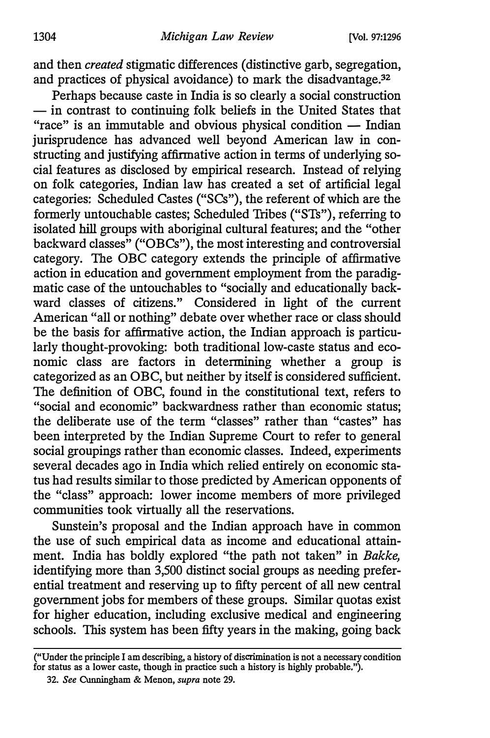and then *created* stigmatic differences (distinctive garb, segregation, and practices of physical avoidance) to mark the disadvantage.[32]

Perhaps because caste in India is so clearly a social construction — in contrast to continuing folk beliefs in the United States that "race" is an immutable and obvious physical condition — Indian jurisprudence has advanced well beyond American law in constructing and justifying affirmative action in terms of underlying social features as disclosed by empirical research. Instead of relying on folk categories, Indian law has created a set of artificial legal categories: Scheduled Castes ("SCs"), the referent of which are the formerly untouchable castes; Scheduled Tribes ("STs"), referring to isolated hill groups with aboriginal cultural features; and the "other backward classes" ("OBCs"), the most interesting and controversial category. The OBC category extends the principle of affirmative action in education and government employment from the paradigmatic case of the untouchables to "socially and educationally backward classes of citizens." Considered in light of the current American "all or nothing" debate over whether race or class should be the basis for affirmative action, the Indian approach is particularly thought-provoking: both traditional low-caste status and economic class are factors in determining whether a group is categorized as an OBC, but neither by itself is considered sufficient. The definition of OBC, found in the constitutional text, refers to "social and economic" backwardness rather than economic status; the deliberate use of the term "classes" rather than "castes" has been interpreted by the Indian Supreme Court to refer to general social groupings rather than economic classes. Indeed, experiments several decades ago in India which relied entirely on economic status had results similar to those predicted by American opponents of the "class" approach: lower income members of more privileged communities took virtually all the reservations.

Sunstein's proposal and the Indian approach have in common the use of such empirical data as income and educational attainment. India has boldly explored "the path not taken" in *Bakke,* identifying more than 3,500 distinct social groups as needing preferential treatment and reserving up to fifty percent of all new central government jobs for members of these groups. Similar quotas exist for higher education, including exclusive medical and engineering schools. This system has been fifty years in the making, going back

---

("Under the principle I am describing, a history of discrimination is not a necessary condition for status as a lower caste, though in practice such a history is highly probable.").

32. *See* Cunningham & Menon, *supra* note 29.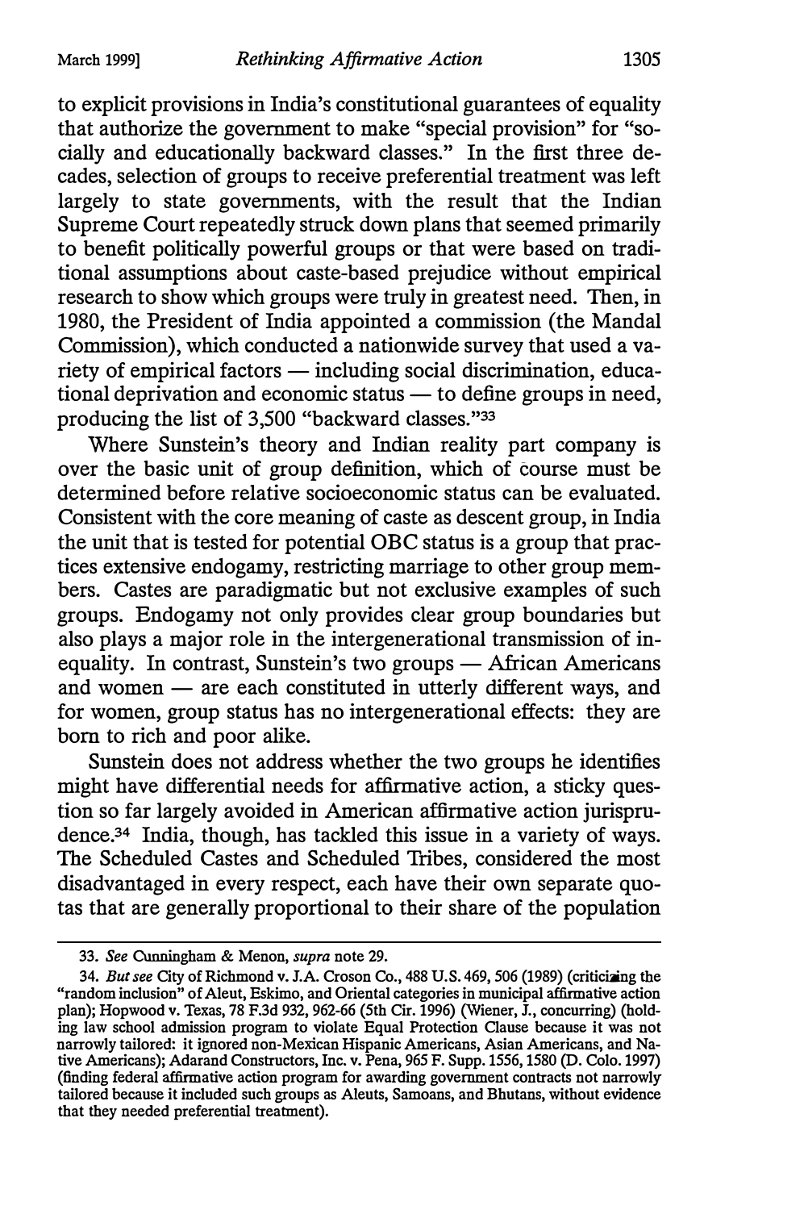to explicit provisions in India's constitutional guarantees of equality that authorize the government to make "special provision" for "socially and educationally backward classes." In the first three decades, selection of groups to receive preferential treatment was left largely to state governments, with the result that the Indian Supreme Court repeatedly struck down plans that seemed primarily to benefit politically powerful groups or that were based on traditional assumptions about caste-based prejudice without empirical research to show which groups were truly in greatest need. Then, in 1980, the President of India appointed a commission (the Mandal Commission), which conducted a nationwide survey that used a variety of empirical factors — including social discrimination, educational deprivation and economic status — to define groups in need, producing the list of 3,500 "backward classes."[33]

Where Sunstein's theory and Indian reality part company is over the basic unit of group definition, which of course must be determined before relative socioeconomic status can be evaluated. Consistent with the core meaning of caste as descent group, in India the unit that is tested for potential OBC status is a group that practices extensive endogamy, restricting marriage to other group members. Castes are paradigmatic but not exclusive examples of such groups. Endogamy not only provides clear group boundaries but also plays a major role in the intergenerational transmission of inequality. In contrast, Sunstein's two groups — African Americans and women — are each constituted in utterly different ways, and for women, group status has no intergenerational effects: they are born to rich and poor alike.

Sunstein does not address whether the two groups he identifies might have differential needs for affirmative action, a sticky question so far largely avoided in American affirmative action jurisprudence.[34] India, though, has tackled this issue in a variety of ways. The Scheduled Castes and Scheduled Tribes, considered the most disadvantaged in every respect, each have their own separate quotas that are generally proportional to their share of the population

---

33. *See* Cunningham & Menon, *supra* note 29.

34. *But see* City of Richmond v. J.A. Croson Co., 488 U.S. 469, 506 (1989) (criticizing the "random inclusion" of Aleut, Eskimo, and Oriental categories in municipal affirmative action plan); Hopwood v. Texas, 78 F.3d 932, 962-66 (5th Cir. 1996) (Wiener, J., concurring) (holding law school admission program to violate Equal Protection Clause because it was not narrowly tailored: it ignored non-Mexican Hispanic Americans, Asian Americans, and Native Americans); Adarand Constructors, Inc. v. Pena, 965 F. Supp. 1556, 1580 (D. Colo. 1997) (finding federal affirmative action program for awarding government contracts not narrowly tailored because it included such groups as Aleuts, Samoans, and Bhutans, without evidence that they needed preferential treatment).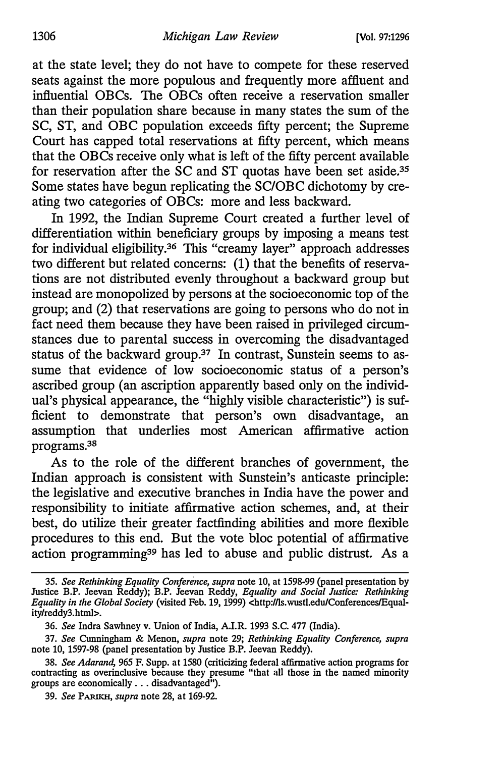at the state level; they do not have to compete for these reserved seats against the more populous and frequently more affluent and influential OBCs. The OBCs often receive a reservation smaller than their population share because in many states the sum of the SC, ST, and OBC population exceeds fifty percent; the Supreme Court has capped total reservations at fifty percent, which means that the OBCs receive only what is left of the fifty percent available for reservation after the SC and ST quotas have been set aside.[35] Some states have begun replicating the SC/OBC dichotomy by creating two categories of OBCs: more and less backward.

In 1992, the Indian Supreme Court created a further level of differentiation within beneficiary groups by imposing a means test for individual eligibility.[36] This "creamy layer" approach addresses two different but related concerns: (1) that the benefits of reservations are not distributed evenly throughout a backward group but instead are monopolized by persons at the socioeconomic top of the group; and (2) that reservations are going to persons who do not in fact need them because they have been raised in privileged circumstances due to parental success in overcoming the disadvantaged status of the backward group.[37] In contrast, Sunstein seems to assume that evidence of low socioeconomic status of a person's ascribed group (an ascription apparently based only on the individual's physical appearance, the "highly visible characteristic") is sufficient to demonstrate that person's own disadvantage, an assumption that underlies most American affirmative action programs.[38]

As to the role of the different branches of government, the Indian approach is consistent with Sunstein's anticaste principle: the legislative and executive branches in India have the power and responsibility to initiate affirmative action schemes, and, at their best, do utilize their greater factfinding abilities and more flexible procedures to this end. But the vote bloc potential of affirmative action programming[39] has led to abuse and public distrust. As a

---

35. *See Rethinking Equality Conference*, *supra* note 10, at 1598-99 (panel presentation by Justice B.P. Jeevan Reddy); B.P. Jeevan Reddy, *Equality and Social Justice: Rethinking Equality in the Global Society* (visited Feb. 19, 1999) <http://ls.wustl.edu/Conferences/Equality/reddy3.html>.

36. *See* Indra Sawhney v. Union of India, A.I.R. 1993 S.C. 477 (India).

37. *See* Cunningham & Menon, *supra* note 29; *Rethinking Equality Conference*, *supra* note 10, 1597-98 (panel presentation by Justice B.P. Jeevan Reddy).

38. *See Adarand*, 965 F. Supp. at 1580 (criticizing federal affirmative action programs for contracting as overinclusive because they presume "that all those in the named minority groups are economically . . . disadvantaged").

39. *See* PARIKH, *supra* note 28, at 169-92.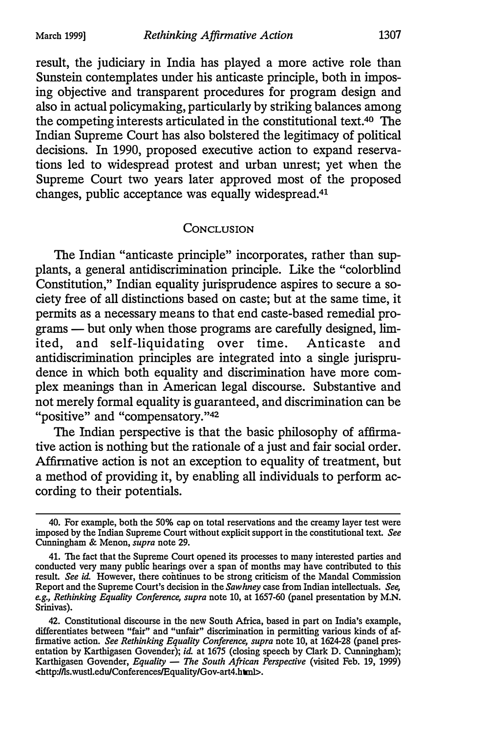result, the judiciary in India has played a more active role than Sunstein contemplates under his anticaste principle, both in imposing objective and transparent procedures for program design and also in actual policymaking, particularly by striking balances among the competing interests articulated in the constitutional text.[40] The Indian Supreme Court has also bolstered the legitimacy of political decisions. In 1990, proposed executive action to expand reservations led to widespread protest and urban unrest; yet when the Supreme Court two years later approved most of the proposed changes, public acceptance was equally widespread.[41]

## CONCLUSION

The Indian "anticaste principle" incorporates, rather than supplants, a general antidiscrimination principle. Like the "colorblind Constitution," Indian equality jurisprudence aspires to secure a society free of all distinctions based on caste; but at the same time, it permits as a necessary means to that end caste-based remedial programs — but only when those programs are carefully designed, limited, and self-liquidating over time. Anticaste and antidiscrimination principles are integrated into a single jurisprudence in which both equality and discrimination have more complex meanings than in American legal discourse. Substantive and not merely formal equality is guaranteed, and discrimination can be "positive" and "compensatory."[42]

The Indian perspective is that the basic philosophy of affirmative action is nothing but the rationale of a just and fair social order. Affirmative action is not an exception to equality of treatment, but a method of providing it, by enabling all individuals to perform according to their potentials.

---

40. For example, both the 50% cap on total reservations and the creamy layer test were imposed by the Indian Supreme Court without explicit support in the constitutional text. *See* Cunningham & Menon, *supra* note 29.

41. The fact that the Supreme Court opened its processes to many interested parties and conducted very many public hearings over a span of months may have contributed to this result. *See id.* However, there continues to be strong criticism of the Mandal Commission Report and the Supreme Court's decision in the *Sawhney* case from Indian intellectuals. *See, e.g., Rethinking Equality Conference, supra* note 10, at 1657-60 (panel presentation by M.N. Srinivas).

42. Constitutional discourse in the new South Africa, based in part on India's example, differentiates between "fair" and "unfair" discrimination in permitting various kinds of affirmative action. *See Rethinking Equality Conference, supra* note 10, at 1624-28 (panel presentation by Karthigasen Govender); *id.* at 1675 (closing speech by Clark D. Cunningham); Karthigasen Govender, *Equality — The South African Perspective* (visited Feb. 19, 1999) <http://ls.wustl.edu/Conferences/Equality/Gov-art4.html>.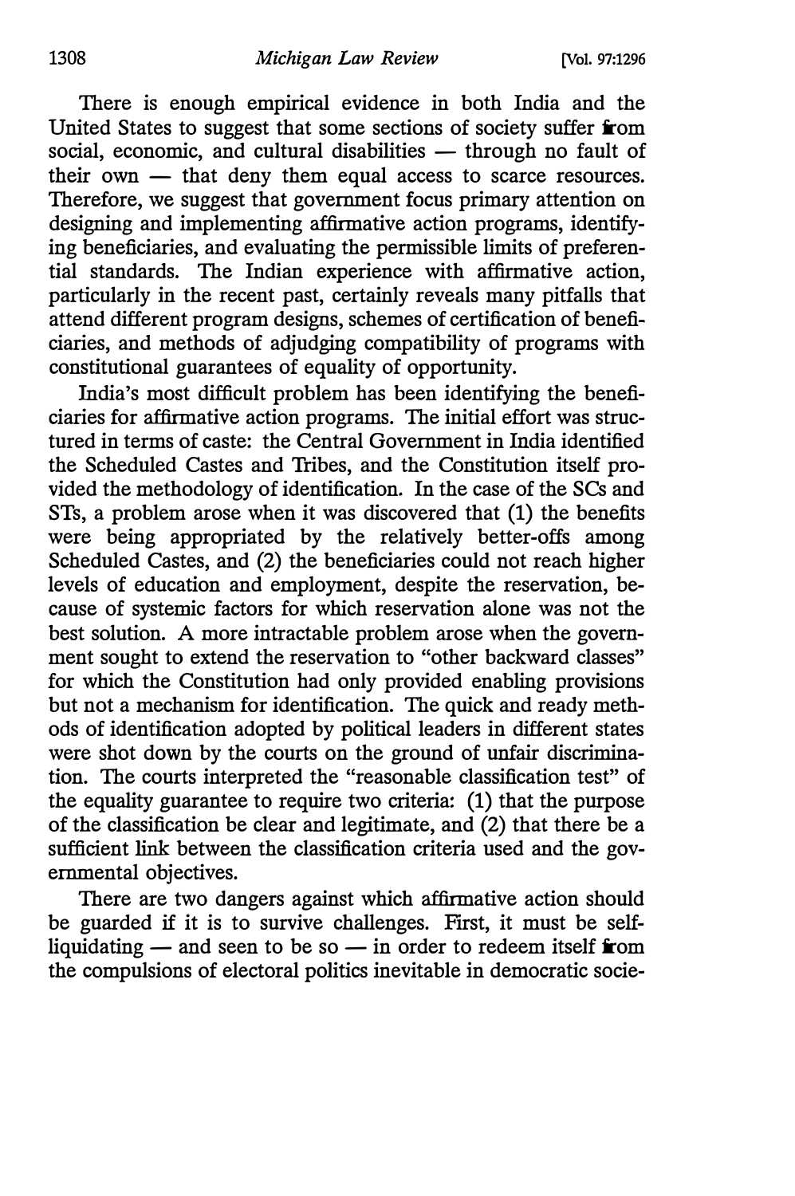There is enough empirical evidence in both India and the United States to suggest that some sections of society suffer from social, economic, and cultural disabilities — through no fault of their own — that deny them equal access to scarce resources. Therefore, we suggest that government focus primary attention on designing and implementing affirmative action programs, identifying beneficiaries, and evaluating the permissible limits of preferential standards. The Indian experience with affirmative action, particularly in the recent past, certainly reveals many pitfalls that attend different program designs, schemes of certification of beneficiaries, and methods of adjudging compatibility of programs with constitutional guarantees of equality of opportunity.

India's most difficult problem has been identifying the beneficiaries for affirmative action programs. The initial effort was structured in terms of caste: the Central Government in India identified the Scheduled Castes and Tribes, and the Constitution itself provided the methodology of identification. In the case of the SCs and STs, a problem arose when it was discovered that (1) the benefits were being appropriated by the relatively better-offs among Scheduled Castes, and (2) the beneficiaries could not reach higher levels of education and employment, despite the reservation, because of systemic factors for which reservation alone was not the best solution. A more intractable problem arose when the government sought to extend the reservation to "other backward classes" for which the Constitution had only provided enabling provisions but not a mechanism for identification. The quick and ready methods of identification adopted by political leaders in different states were shot down by the courts on the ground of unfair discrimination. The courts interpreted the "reasonable classification test" of the equality guarantee to require two criteria: (1) that the purpose of the classification be clear and legitimate, and (2) that there be a sufficient link between the classification criteria used and the governmental objectives.

There are two dangers against which affirmative action should be guarded if it is to survive challenges. First, it must be self-liquidating — and seen to be so — in order to redeem itself from the compulsions of electoral politics inevitable in democratic socie-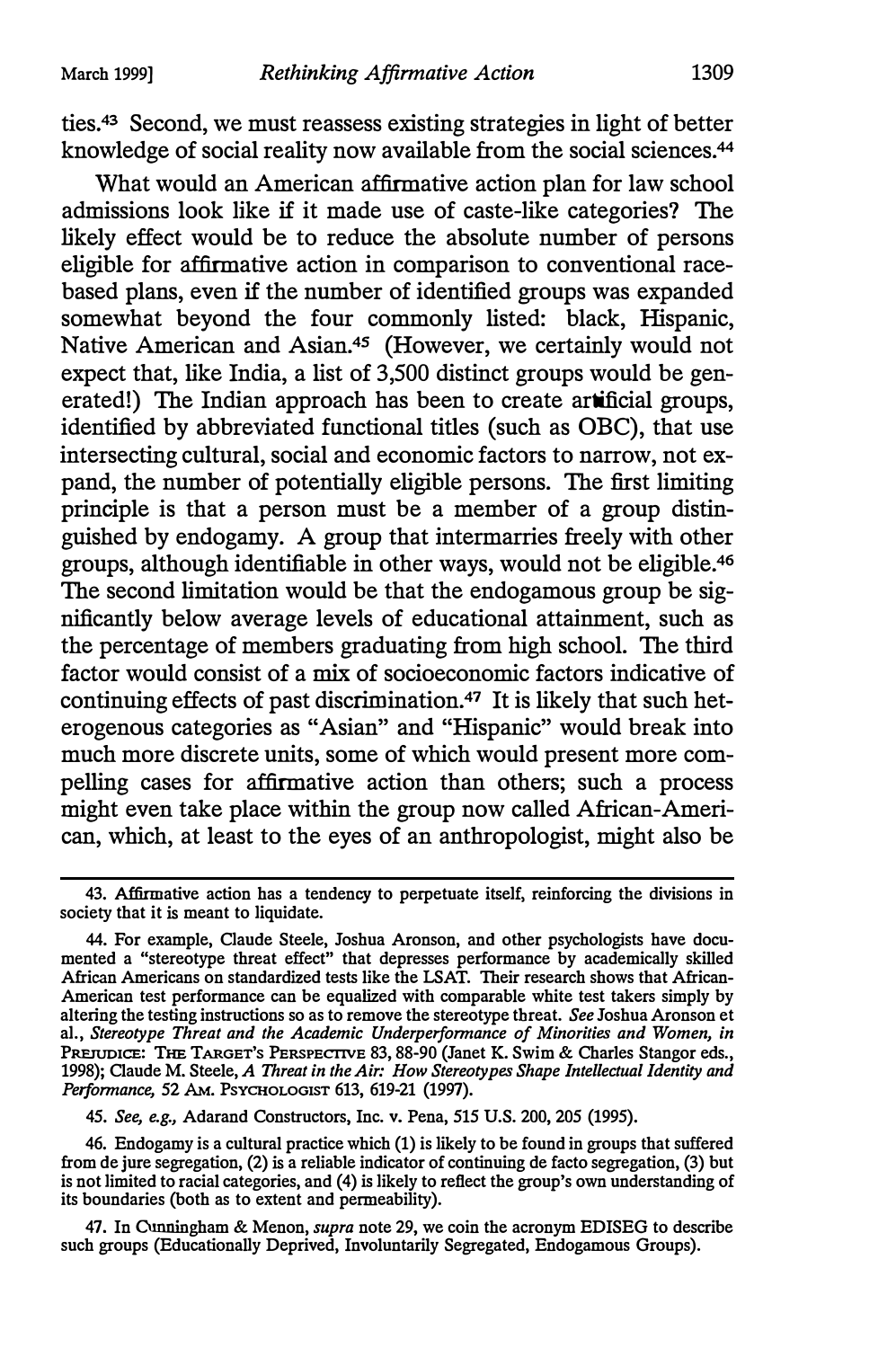ties.[43] Second, we must reassess existing strategies in light of better knowledge of social reality now available from the social sciences.[44]

What would an American affirmative action plan for law school admissions look like if it made use of caste-like categories? The likely effect would be to reduce the absolute number of persons eligible for affirmative action in comparison to conventional race-based plans, even if the number of identified groups was expanded somewhat beyond the four commonly listed: black, Hispanic, Native American and Asian.[45] (However, we certainly would not expect that, like India, a list of 3,500 distinct groups would be generated!) The Indian approach has been to create artificial groups, identified by abbreviated functional titles (such as OBC), that use intersecting cultural, social and economic factors to narrow, not expand, the number of potentially eligible persons. The first limiting principle is that a person must be a member of a group distinguished by endogamy. A group that intermarries freely with other groups, although identifiable in other ways, would not be eligible.[46] The second limitation would be that the endogamous group be significantly below average levels of educational attainment, such as the percentage of members graduating from high school. The third factor would consist of a mix of socioeconomic factors indicative of continuing effects of past discrimination.[47] It is likely that such heterogenous categories as "Asian" and "Hispanic" would break into much more discrete units, some of which would present more compelling cases for affirmative action than others; such a process might even take place within the group now called African-American, which, at least to the eyes of an anthropologist, might also be

---

43. Affirmative action has a tendency to perpetuate itself, reinforcing the divisions in society that it is meant to liquidate.

44. For example, Claude Steele, Joshua Aronson, and other psychologists have documented a "stereotype threat effect" that depresses performance by academically skilled African Americans on standardized tests like the LSAT. Their research shows that African-American test performance can be equalized with comparable white test takers simply by altering the testing instructions so as to remove the stereotype threat. *See* Joshua Aronson et al., *Stereotype Threat and the Academic Underperformance of Minorities and Women, in* PREJUDICE: THE TARGET'S PERSPECTIVE 83, 88-90 (Janet K. Swim & Charles Stangor eds., 1998); Claude M. Steele, *A Threat in the Air: How Stereotypes Shape Intellectual Identity and Performance,* 52 AM. PSYCHOLOGIST 613, 619-21 (1997).

45. *See, e.g.,* Adarand Constructors, Inc. v. Pena, 515 U.S. 200, 205 (1995).

46. Endogamy is a cultural practice which (1) is likely to be found in groups that suffered from de jure segregation, (2) is a reliable indicator of continuing de facto segregation, (3) but is not limited to racial categories, and (4) is likely to reflect the group's own understanding of its boundaries (both as to extent and permeability).

47. In Cunningham & Menon, *supra* note 29, we coin the acronym EDISEG to describe such groups (Educationally Deprived, Involuntarily Segregated, Endogamous Groups).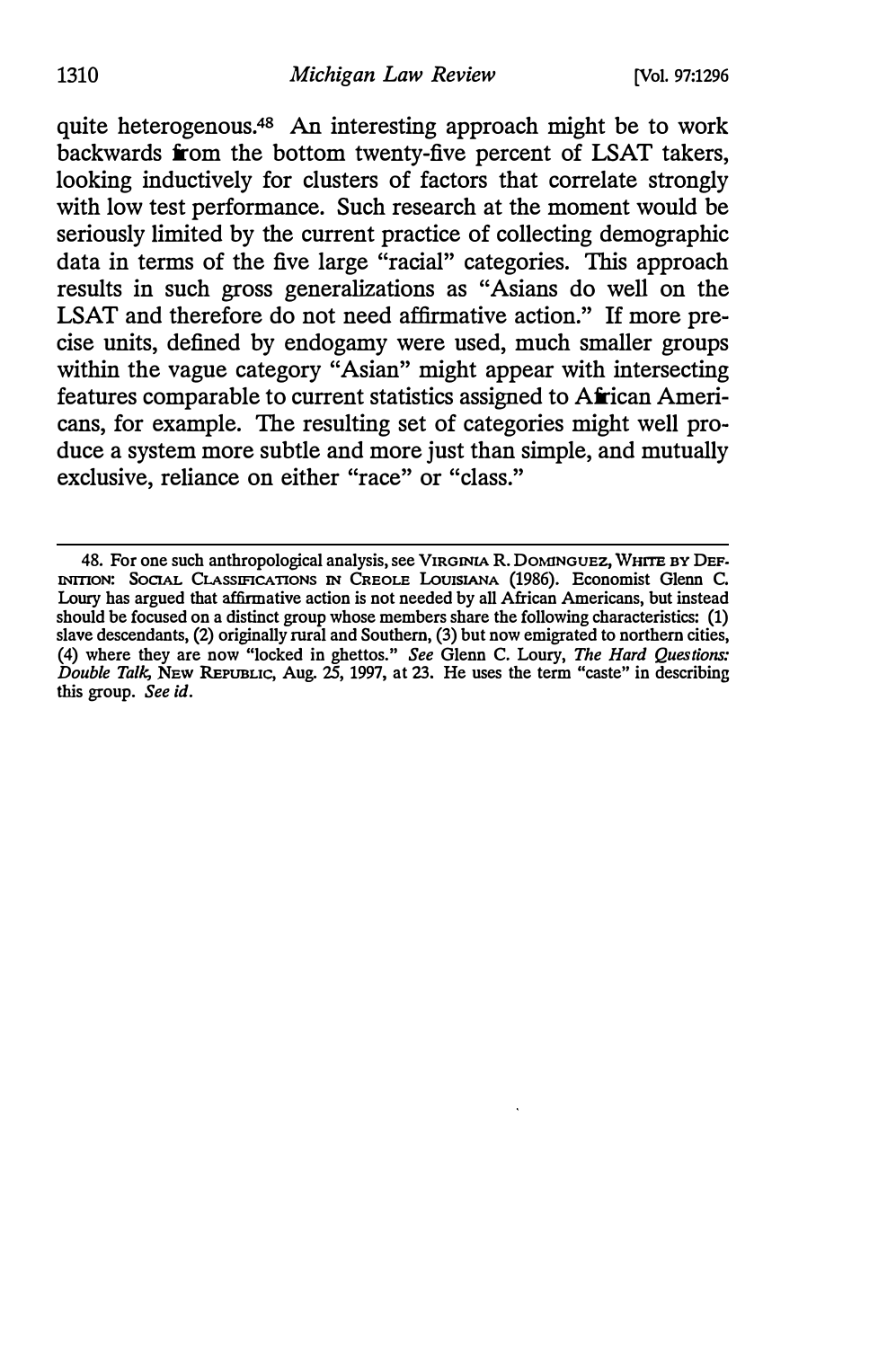quite heterogenous.[48] An interesting approach might be to work backwards from the bottom twenty-five percent of LSAT takers, looking inductively for clusters of factors that correlate strongly with low test performance. Such research at the moment would be seriously limited by the current practice of collecting demographic data in terms of the five large "racial" categories. This approach results in such gross generalizations as "Asians do well on the LSAT and therefore do not need affirmative action." If more precise units, defined by endogamy were used, much smaller groups within the vague category "Asian" might appear with intersecting features comparable to current statistics assigned to African Americans, for example. The resulting set of categories might well produce a system more subtle and more just than simple, and mutually exclusive, reliance on either "race" or "class."

---

48. For one such anthropological analysis, see VIRGINIA R. DOMINGUEZ, WHITE BY DEFINITION: SOCIAL CLASSIFICATIONS IN CREOLE LOUISIANA (1986). Economist Glenn C. Loury has argued that affirmative action is not needed by all African Americans, but instead should be focused on a distinct group whose members share the following characteristics: (1) slave descendants, (2) originally rural and Southern, (3) but now emigrated to northern cities, (4) where they are now "locked in ghettos." *See* Glenn C. Loury, *The Hard Questions: Double Talk*, NEW REPUBLIC, Aug. 25, 1997, at 23. He uses the term "caste" in describing this group. *See id.*